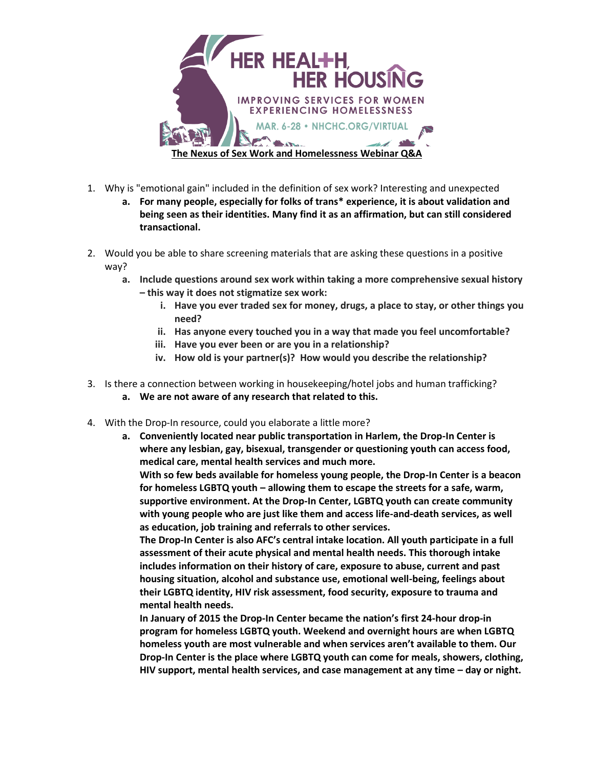HER HEALTH, HER HOUSING

IMPROVING SERVICES FOR WOMEN EXPERIENCING HOMELESSNESS

MAR. 6-28 • NHCHC.ORG/VIRTUAL

# The Nexus of Sex Work and Homelessness Webinar Q&A

1. Why is "emotional gain" included in the definition of sex work? Interesting and unexpected
   a. **For many people, especially for folks of trans* experience, it is about validation and being seen as their identities. Many find it as an affirmation, but can still considered transactional.**

2. Would you be able to share screening materials that are asking these questions in a positive way?
   a. **Include questions around sex work within taking a more comprehensive sexual history – this way it does not stigmatize sex work:**
      i. **Have you ever traded sex for money, drugs, a place to stay, or other things you need?**
      ii. **Has anyone every touched you in a way that made you feel uncomfortable?**
      iii. **Have you ever been or are you in a relationship?**
      iv. **How old is your partner(s)? How would you describe the relationship?**

3. Is there a connection between working in housekeeping/hotel jobs and human trafficking?
   a. **We are not aware of any research that related to this.**

4. With the Drop-In resource, could you elaborate a little more?
   a. **Conveniently located near public transportation in Harlem, the Drop-In Center is where any lesbian, gay, bisexual, transgender or questioning youth can access food, medical care, mental health services and much more.**
      **With so few beds available for homeless young people, the Drop-In Center is a beacon for homeless LGBTQ youth – allowing them to escape the streets for a safe, warm, supportive environment. At the Drop-In Center, LGBTQ youth can create community with young people who are just like them and access life-and-death services, as well as education, job training and referrals to other services.**
      **The Drop-In Center is also AFC's central intake location. All youth participate in a full assessment of their acute physical and mental health needs. This thorough intake includes information on their history of care, exposure to abuse, current and past housing situation, alcohol and substance use, emotional well-being, feelings about their LGBTQ identity, HIV risk assessment, food security, exposure to trauma and mental health needs.**
      **In January of 2015 the Drop-In Center became the nation's first 24-hour drop-in program for homeless LGBTQ youth. Weekend and overnight hours are when LGBTQ homeless youth are most vulnerable and when services aren't available to them. Our Drop-In Center is the place where LGBTQ youth can come for meals, showers, clothing, HIV support, mental health services, and case management at any time – day or night.**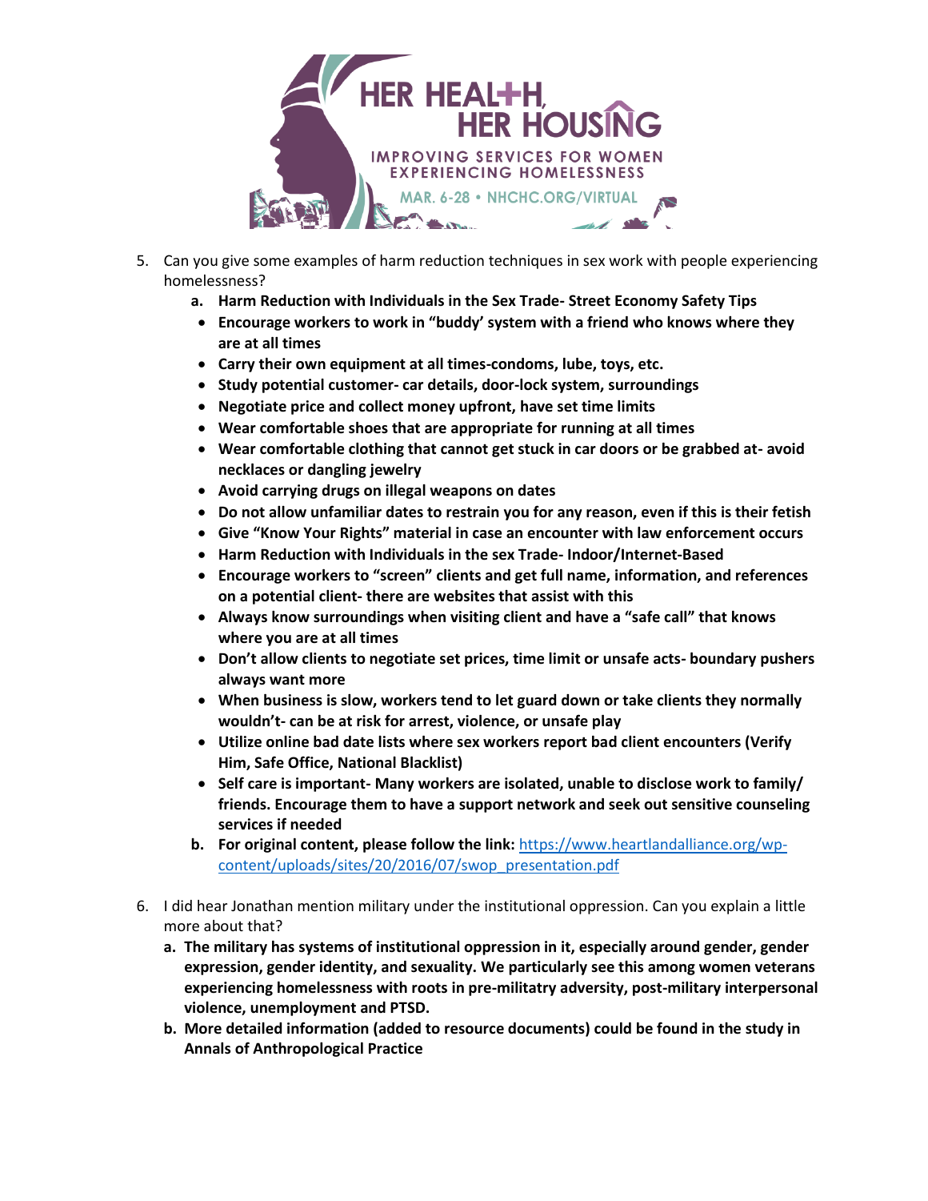5. Can you give some examples of harm reduction techniques in sex work with people experiencing homelessness?
   a. **Harm Reduction with Individuals in the Sex Trade- Street Economy Safety Tips**
   - **Encourage workers to work in "buddy' system with a friend who knows where they are at all times**
   - **Carry their own equipment at all times-condoms, lube, toys, etc.**
   - **Study potential customer- car details, door-lock system, surroundings**
   - **Negotiate price and collect money upfront, have set time limits**
   - **Wear comfortable shoes that are appropriate for running at all times**
   - **Wear comfortable clothing that cannot get stuck in car doors or be grabbed at- avoid necklaces or dangling jewelry**
   - **Avoid carrying drugs on illegal weapons on dates**
   - **Do not allow unfamiliar dates to restrain you for any reason, even if this is their fetish**
   - **Give "Know Your Rights" material in case an encounter with law enforcement occurs**
   - **Harm Reduction with Individuals in the sex Trade- Indoor/Internet-Based**
   - **Encourage workers to "screen" clients and get full name, information, and references on a potential client- there are websites that assist with this**
   - **Always know surroundings when visiting client and have a "safe call" that knows where you are at all times**
   - **Don't allow clients to negotiate set prices, time limit or unsafe acts- boundary pushers always want more**
   - **When business is slow, workers tend to let guard down or take clients they normally wouldn't- can be at risk for arrest, violence, or unsafe play**
   - **Utilize online bad date lists where sex workers report bad client encounters (Verify Him, Safe Office, National Blacklist)**
   - **Self care is important- Many workers are isolated, unable to disclose work to family/ friends. Encourage them to have a support network and seek out sensitive counseling services if needed**

   b. **For original content, please follow the link:** https://www.heartlandalliance.org/wp-content/uploads/sites/20/2016/07/swop_presentation.pdf

6. I did hear Jonathan mention military under the institutional oppression. Can you explain a little more about that?
   a. **The military has systems of institutional oppression in it, especially around gender, gender expression, gender identity, and sexuality. We particularly see this among women veterans experiencing homelessness with roots in pre-militatry adversity, post-military interpersonal violence, unemployment and PTSD.**
   b. **More detailed information (added to resource documents) could be found in the study in Annals of Anthropological Practice**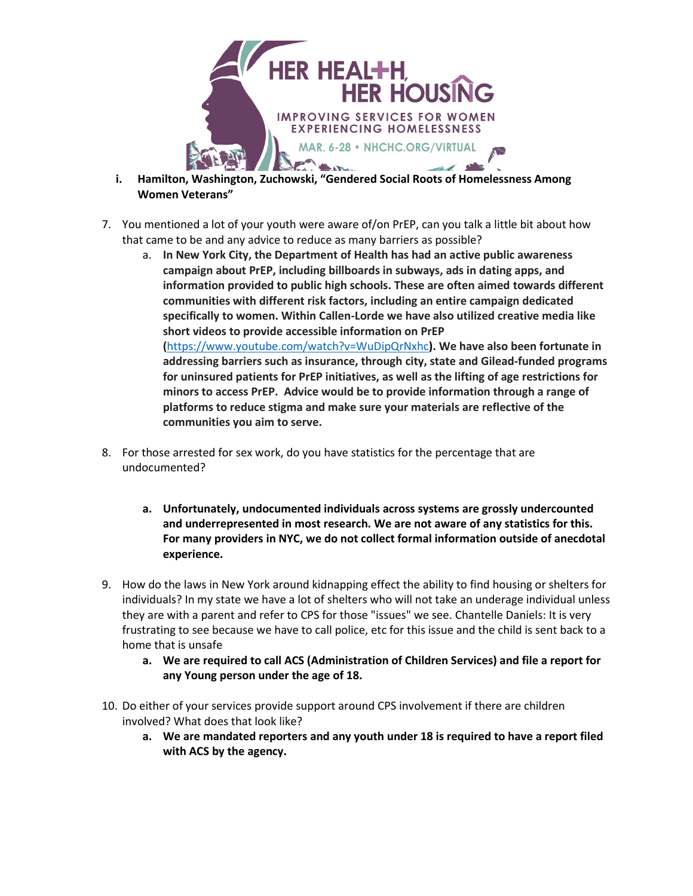i. **Hamilton, Washington, Zuchowski, "Gendered Social Roots of Homelessness Among Women Veterans"**

7. You mentioned a lot of your youth were aware of/on PrEP, can you talk a little bit about how that came to be and any advice to reduce as many barriers as possible?
    a. **In New York City, the Department of Health has had an active public awareness campaign about PrEP, including billboards in subways, ads in dating apps, and information provided to public high schools. These are often aimed towards different communities with different risk factors, including an entire campaign dedicated specifically to women. Within Callen-Lorde we have also utilized creative media like short videos to provide accessible information on PrEP (**https://www.youtube.com/watch?v=WuDipQrNxhc**). We have also been fortunate in addressing barriers such as insurance, through city, state and Gilead-funded programs for uninsured patients for PrEP initiatives, as well as the lifting of age restrictions for minors to access PrEP. Advice would be to provide information through a range of platforms to reduce stigma and make sure your materials are reflective of the communities you aim to serve.**

8. For those arrested for sex work, do you have statistics for the percentage that are undocumented?
    a. **Unfortunately, undocumented individuals across systems are grossly undercounted and underrepresented in most research. We are not aware of any statistics for this. For many providers in NYC, we do not collect formal information outside of anecdotal experience.**

9. How do the laws in New York around kidnapping effect the ability to find housing or shelters for individuals? In my state we have a lot of shelters who will not take an underage individual unless they are with a parent and refer to CPS for those "issues" we see. Chantelle Daniels: It is very frustrating to see because we have to call police, etc for this issue and the child is sent back to a home that is unsafe
    a. **We are required to call ACS (Administration of Children Services) and file a report for any Young person under the age of 18.**

10. Do either of your services provide support around CPS involvement if there are children involved? What does that look like?
    a. **We are mandated reporters and any youth under 18 is required to have a report filed with ACS by the agency.**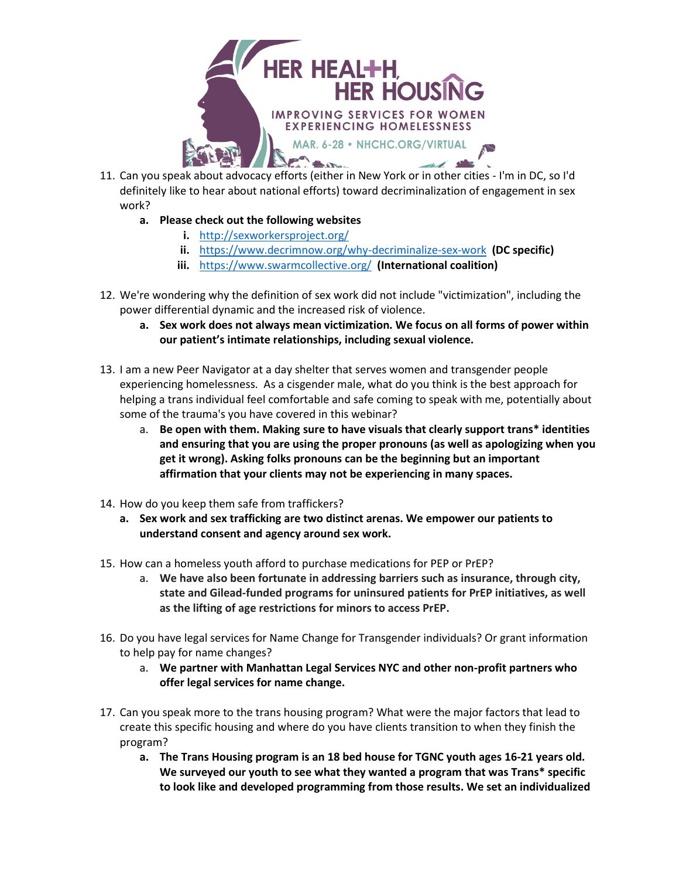11. Can you speak about advocacy efforts (either in New York or in other cities - I'm in DC, so I'd definitely like to hear about national efforts) toward decriminalization of engagement in sex work?
    a. **Please check out the following websites**
        i. http://sexworkersproject.org/
        ii. https://www.decrimnow.org/why-decriminalize-sex-work **(DC specific)**
        iii. https://www.swarmcollective.org/ **(International coalition)**

12. We're wondering why the definition of sex work did not include "victimization", including the power differential dynamic and the increased risk of violence.
    a. **Sex work does not always mean victimization. We focus on all forms of power within our patient's intimate relationships, including sexual violence.**

13. I am a new Peer Navigator at a day shelter that serves women and transgender people experiencing homelessness. As a cisgender male, what do you think is the best approach for helping a trans individual feel comfortable and safe coming to speak with me, potentially about some of the trauma's you have covered in this webinar?
    a. **Be open with them. Making sure to have visuals that clearly support trans* identities and ensuring that you are using the proper pronouns (as well as apologizing when you get it wrong). Asking folks pronouns can be the beginning but an important affirmation that your clients may not be experiencing in many spaces.**

14. How do you keep them safe from traffickers?
    a. **Sex work and sex trafficking are two distinct arenas. We empower our patients to understand consent and agency around sex work.**

15. How can a homeless youth afford to purchase medications for PEP or PrEP?
    a. **We have also been fortunate in addressing barriers such as insurance, through city, state and Gilead-funded programs for uninsured patients for PrEP initiatives, as well as the lifting of age restrictions for minors to access PrEP.**

16. Do you have legal services for Name Change for Transgender individuals? Or grant information to help pay for name changes?
    a. **We partner with Manhattan Legal Services NYC and other non-profit partners who offer legal services for name change.**

17. Can you speak more to the trans housing program? What were the major factors that lead to create this specific housing and where do you have clients transition to when they finish the program?
    a. **The Trans Housing program is an 18 bed house for TGNC youth ages 16-21 years old. We surveyed our youth to see what they wanted a program that was Trans* specific to look like and developed programming from those results. We set an individualized**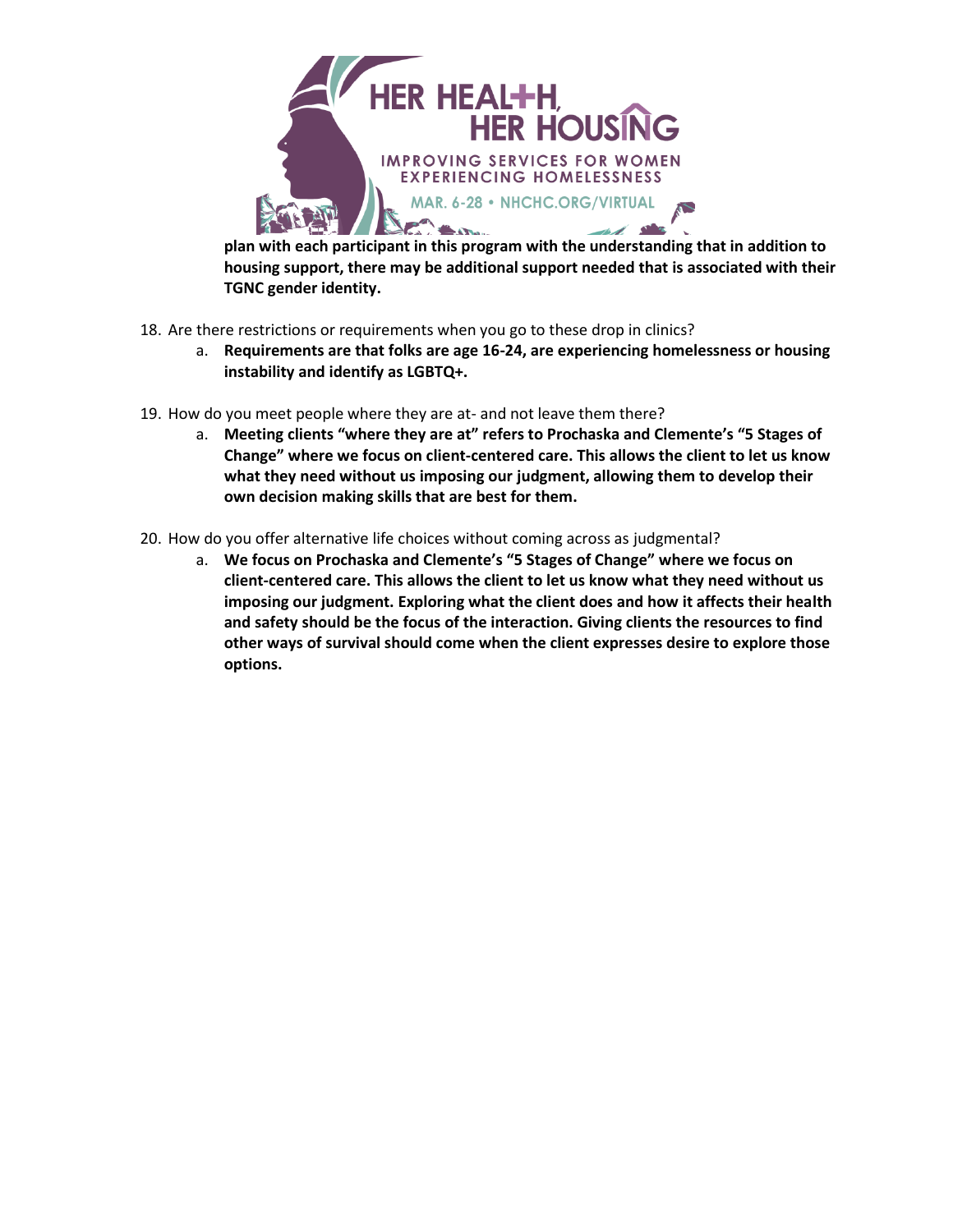**plan with each participant in this program with the understanding that in addition to housing support, there may be additional support needed that is associated with their TGNC gender identity.**

18. Are there restrictions or requirements when you go to these drop in clinics?
    a. **Requirements are that folks are age 16-24, are experiencing homelessness or housing instability and identify as LGBTQ+.**

19. How do you meet people where they are at- and not leave them there?
    a. **Meeting clients "where they are at" refers to Prochaska and Clemente's "5 Stages of Change" where we focus on client-centered care. This allows the client to let us know what they need without us imposing our judgment, allowing them to develop their own decision making skills that are best for them.**

20. How do you offer alternative life choices without coming across as judgmental?
    a. **We focus on Prochaska and Clemente's "5 Stages of Change" where we focus on client-centered care. This allows the client to let us know what they need without us imposing our judgment. Exploring what the client does and how it affects their health and safety should be the focus of the interaction. Giving clients the resources to find other ways of survival should come when the client expresses desire to explore those options.**